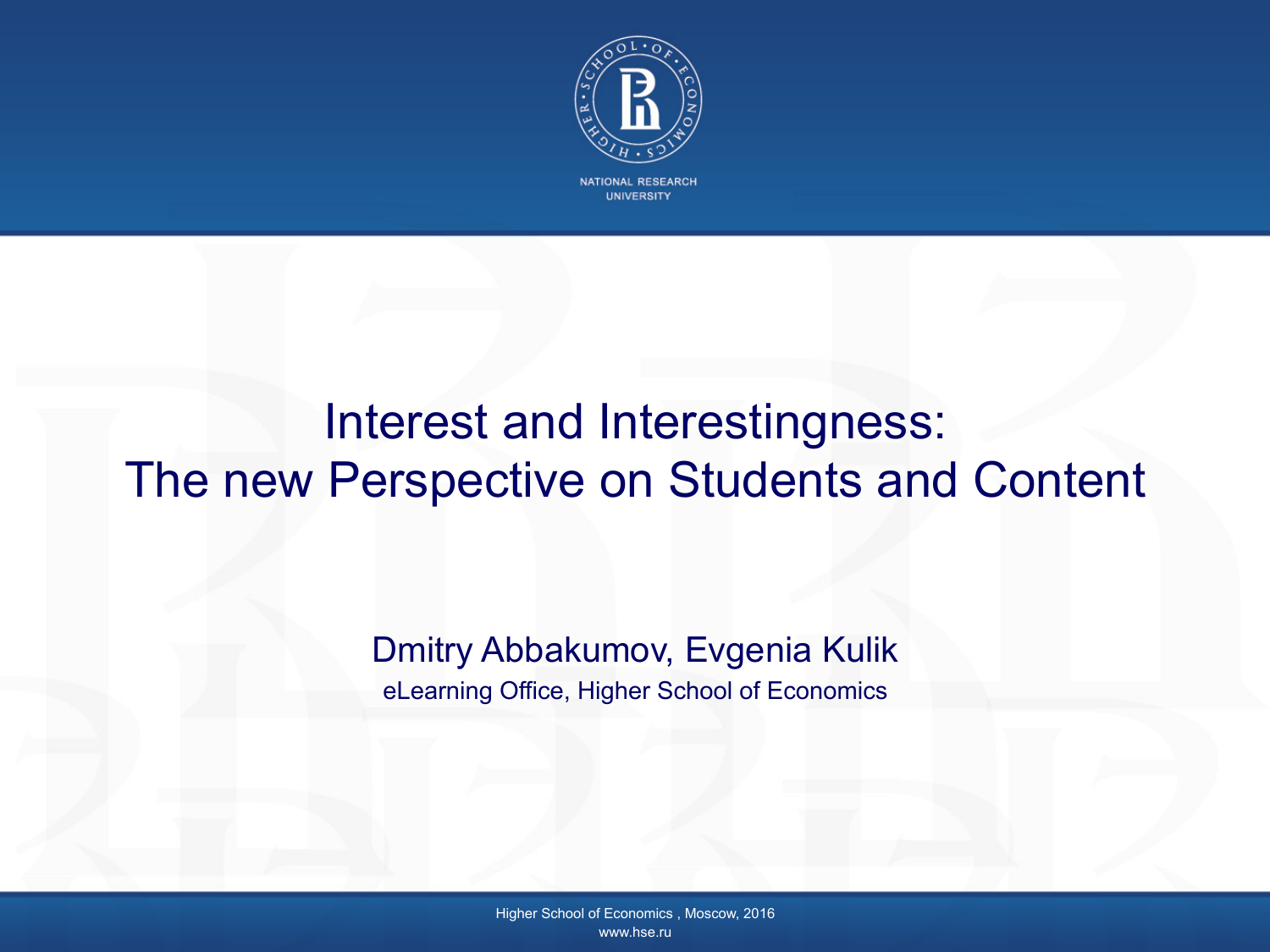NATIONAL RESEARCH UNIVERSITY

# Interest and Interestingness: The new Perspective on Students and Content

Dmitry Abbakumov, Evgenia Kulik

eLearning Office, Higher School of Economics

Higher School of Economics , Moscow, 2016

www.hse.ru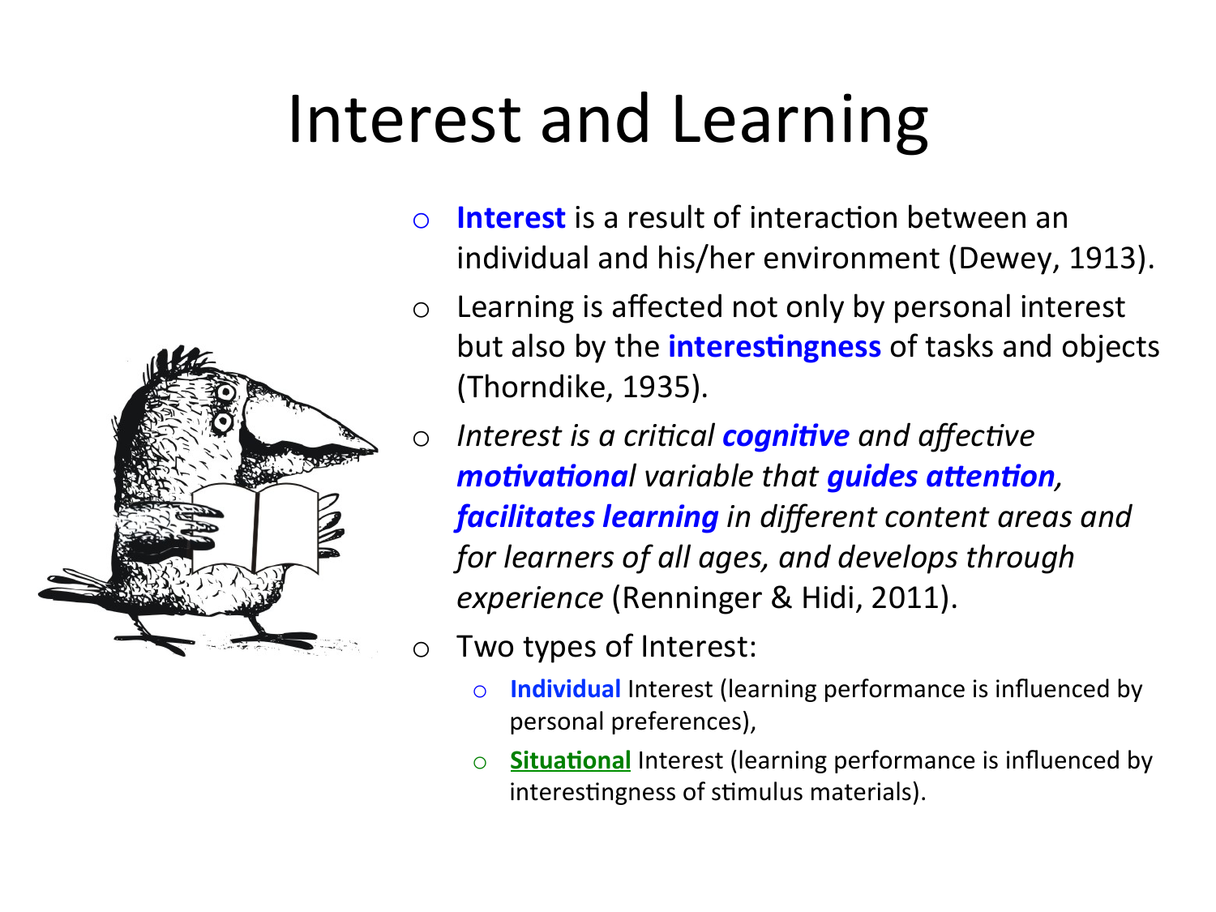# Interest and Learning

- **Interest** is a result of interaction between an individual and his/her environment (Dewey, 1913).
- Learning is affected not only by personal interest but also by the **interestingness** of tasks and objects (Thorndike, 1935).
- *Interest is a critical **cognitive** and affective **motivational** variable that **guides attention, facilitates learning** in different content areas and for learners of all ages, and develops through experience* (Renninger & Hidi, 2011).
- Two types of Interest:
  - **Individual** Interest (learning performance is influenced by personal preferences),
  - **Situational** Interest (learning performance is influenced by interestingness of stimulus materials).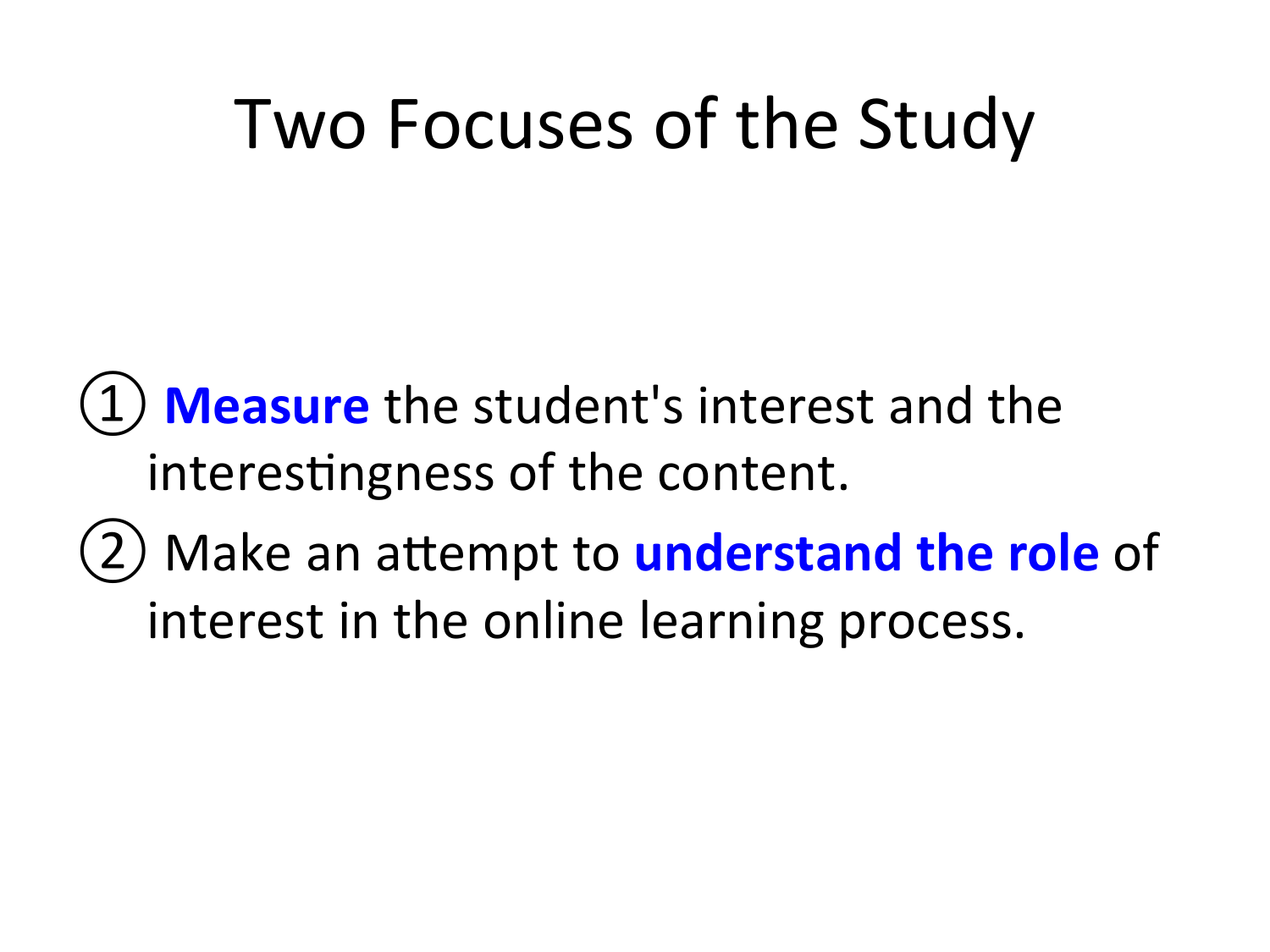# Two Focuses of the Study

① **Measure** the student's interest and the interestingness of the content.

② Make an attempt to **understand the role** of interest in the online learning process.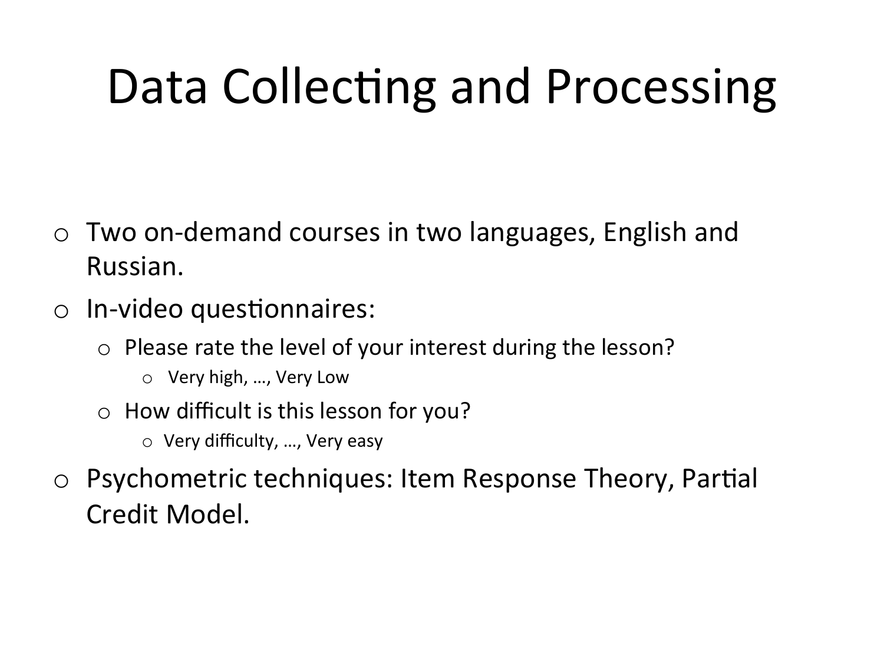# Data Collecting and Processing

- Two on-demand courses in two languages, English and Russian.
- In-video questionnaires:
  - Please rate the level of your interest during the lesson?
    - Very high, …, Very Low
  - How difficult is this lesson for you?
    - Very difficulty, …, Very easy
- Psychometric techniques: Item Response Theory, Partial Credit Model.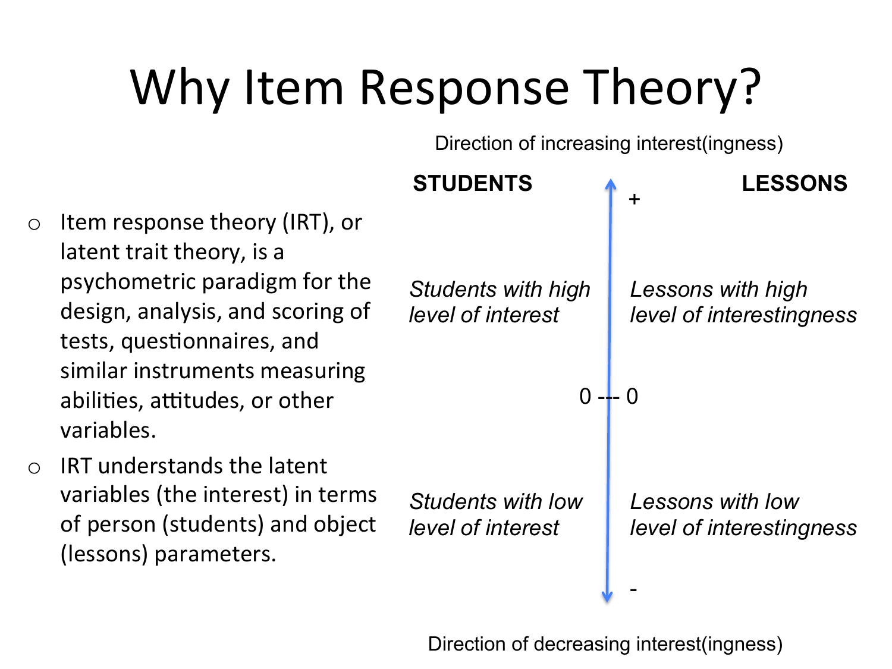# Why Item Response Theory?

- Item response theory (IRT), or latent trait theory, is a psychometric paradigm for the design, analysis, and scoring of tests, questionnaires, and similar instruments measuring abilities, attitudes, or other variables.
- IRT understands the latent variables (the interest) in terms of person (students) and object (lessons) parameters.

Direction of increasing interest(ingness)

| **STUDENTS** | | **LESSONS** |
|---|---|---|
| | + | |
| *Students with high level of interest* | | *Lessons with high level of interestingness* |
| 0 | --- | 0 |
| *Students with low level of interest* | | *Lessons with low level of interestingness* |
| | - | |

Direction of decreasing interest(ingness)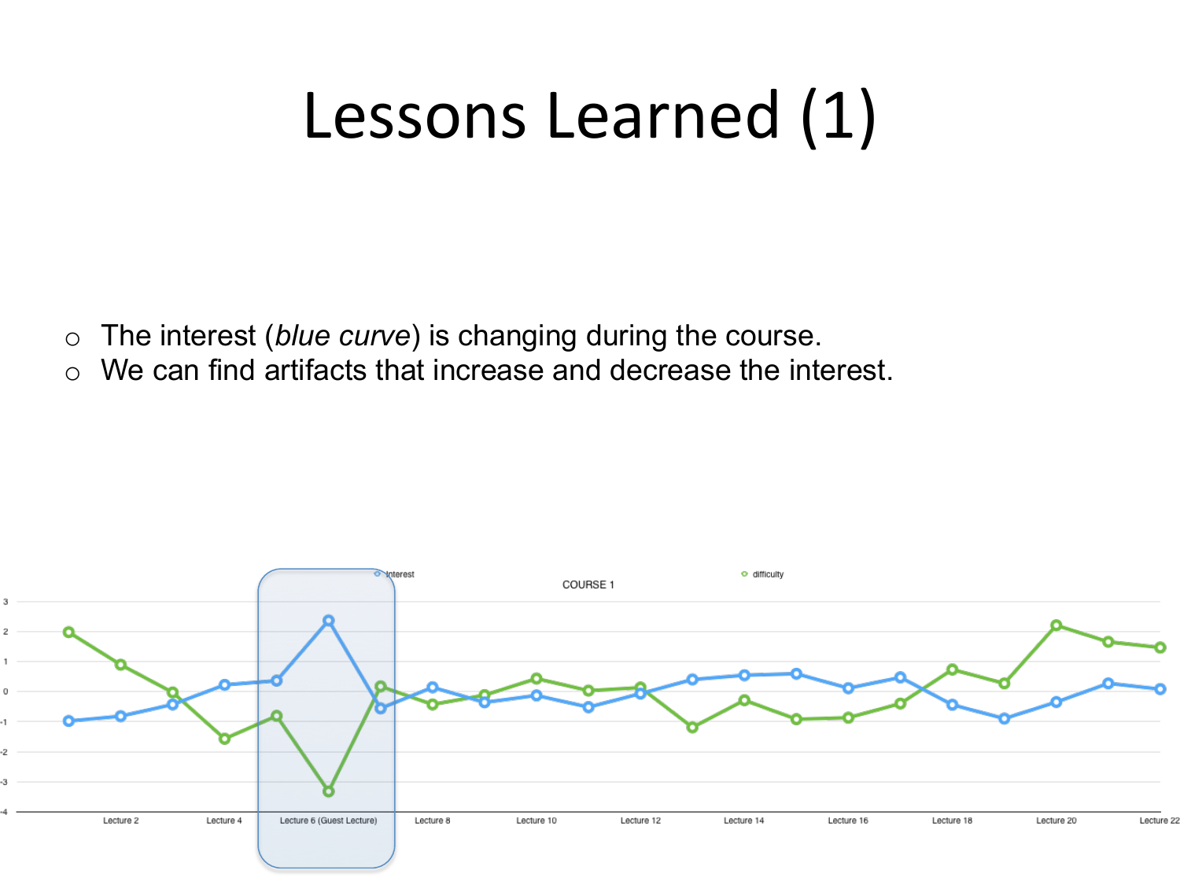# Lessons Learned (1)

- The interest (*blue curve*) is changing during the course.
- We can find artifacts that increase and decrease the interest.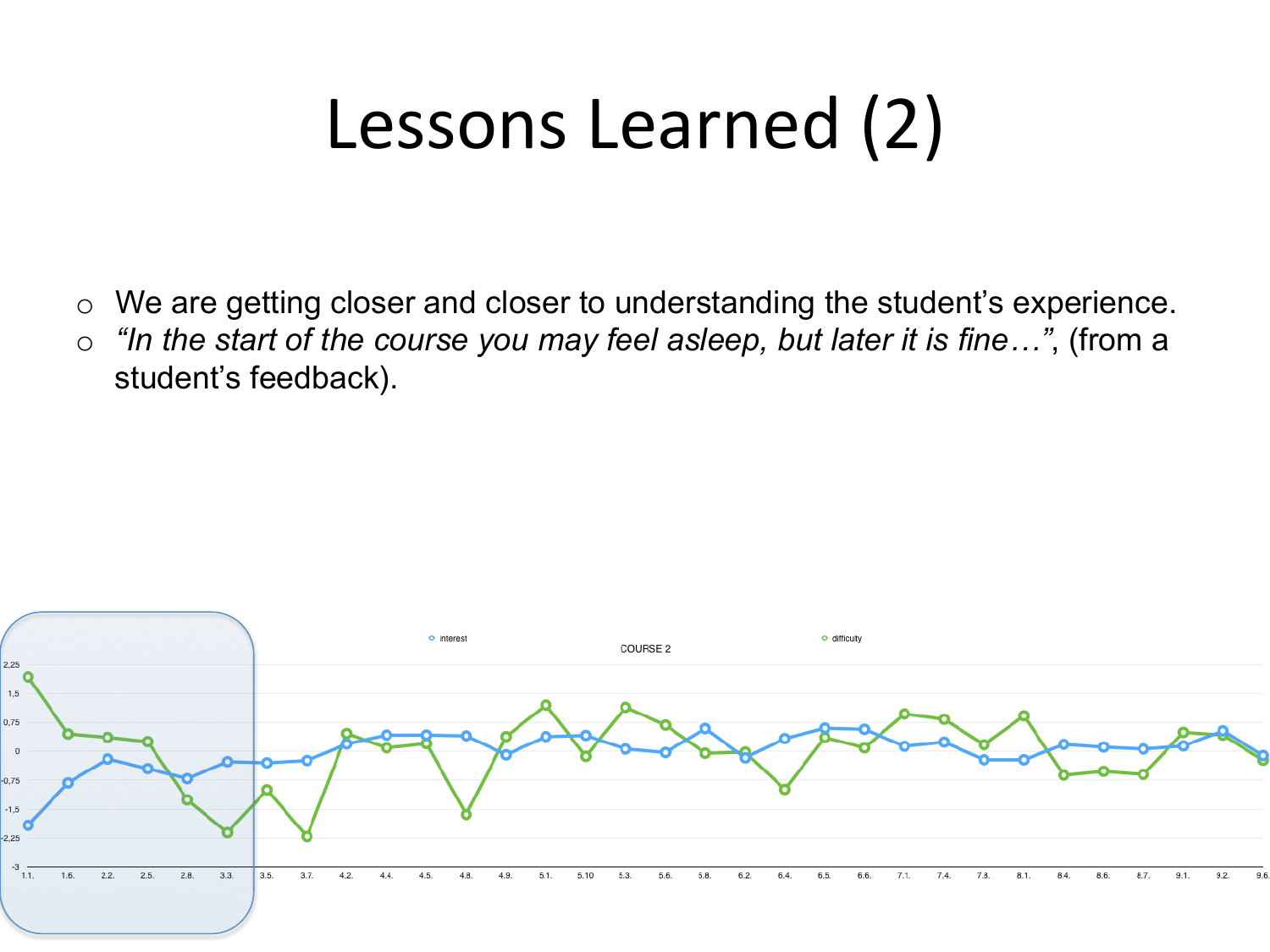# Lessons Learned (2)

- We are getting closer and closer to understanding the student's experience.
- *"In the start of the course you may feel asleep, but later it is fine…"*, (from a student's feedback).

COURSE 2

interest · difficulty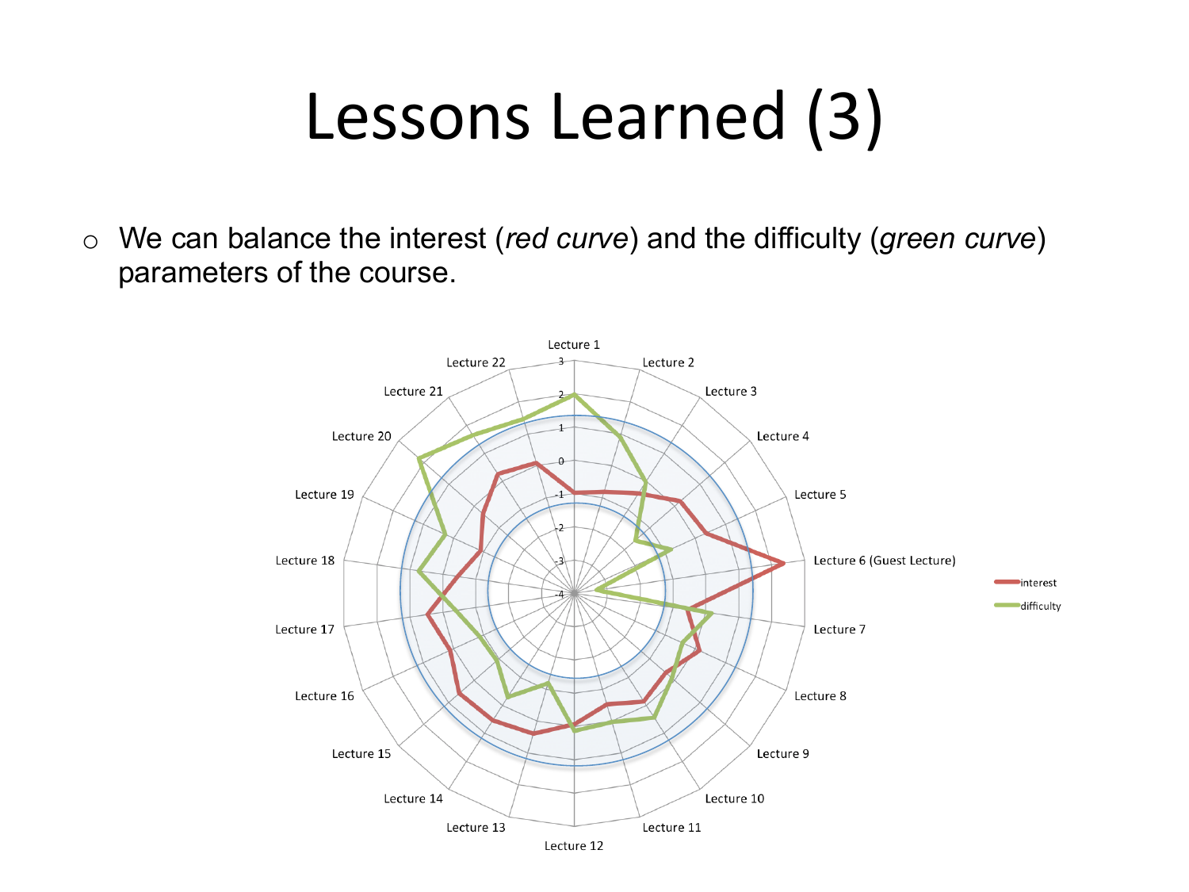# Lessons Learned (3)

- We can balance the interest (*red curve*) and the difficulty (*green curve*) parameters of the course.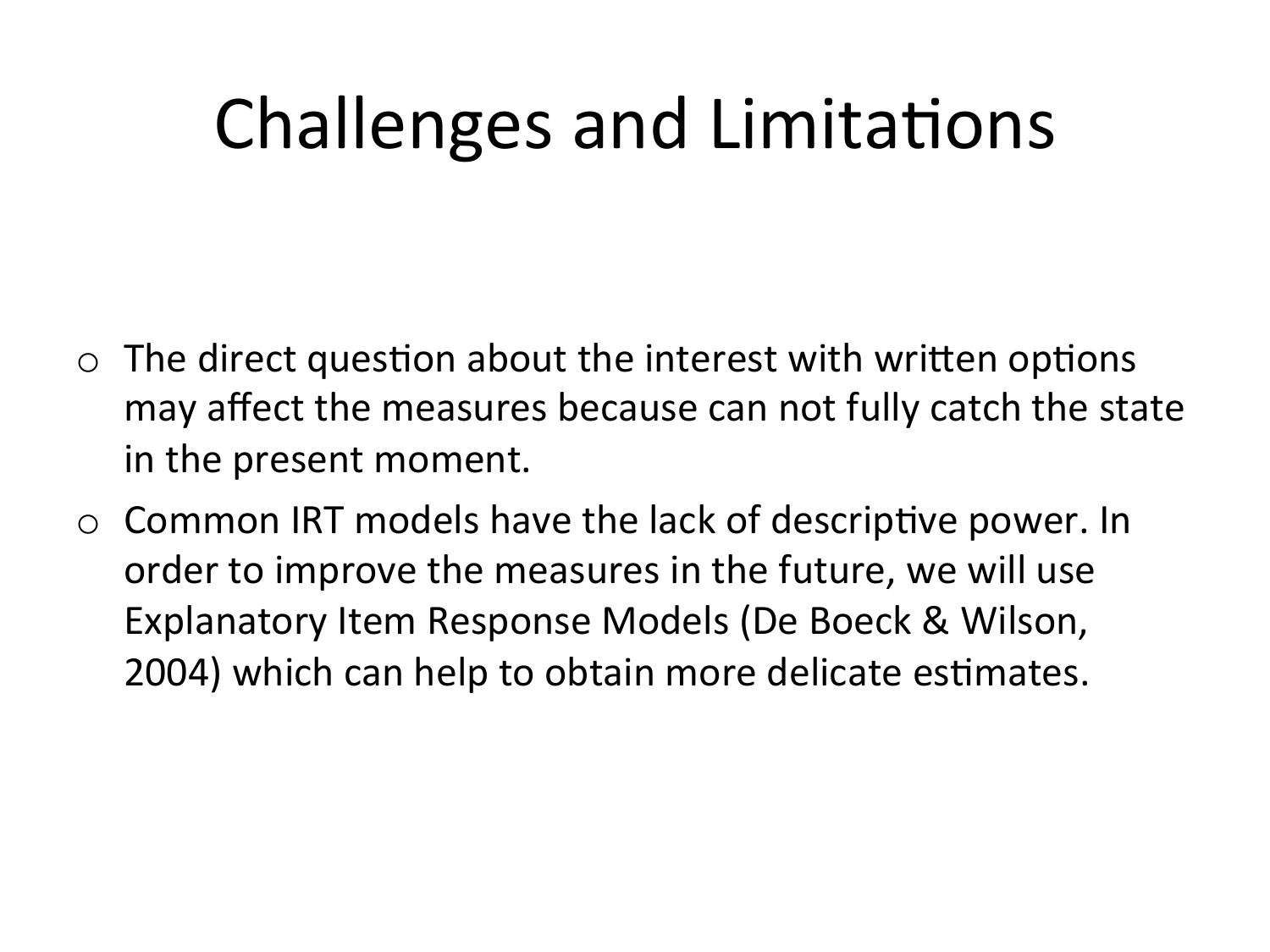# Challenges and Limitations

- The direct question about the interest with written options may affect the measures because can not fully catch the state in the present moment.
- Common IRT models have the lack of descriptive power. In order to improve the measures in the future, we will use Explanatory Item Response Models (De Boeck & Wilson, 2004) which can help to obtain more delicate estimates.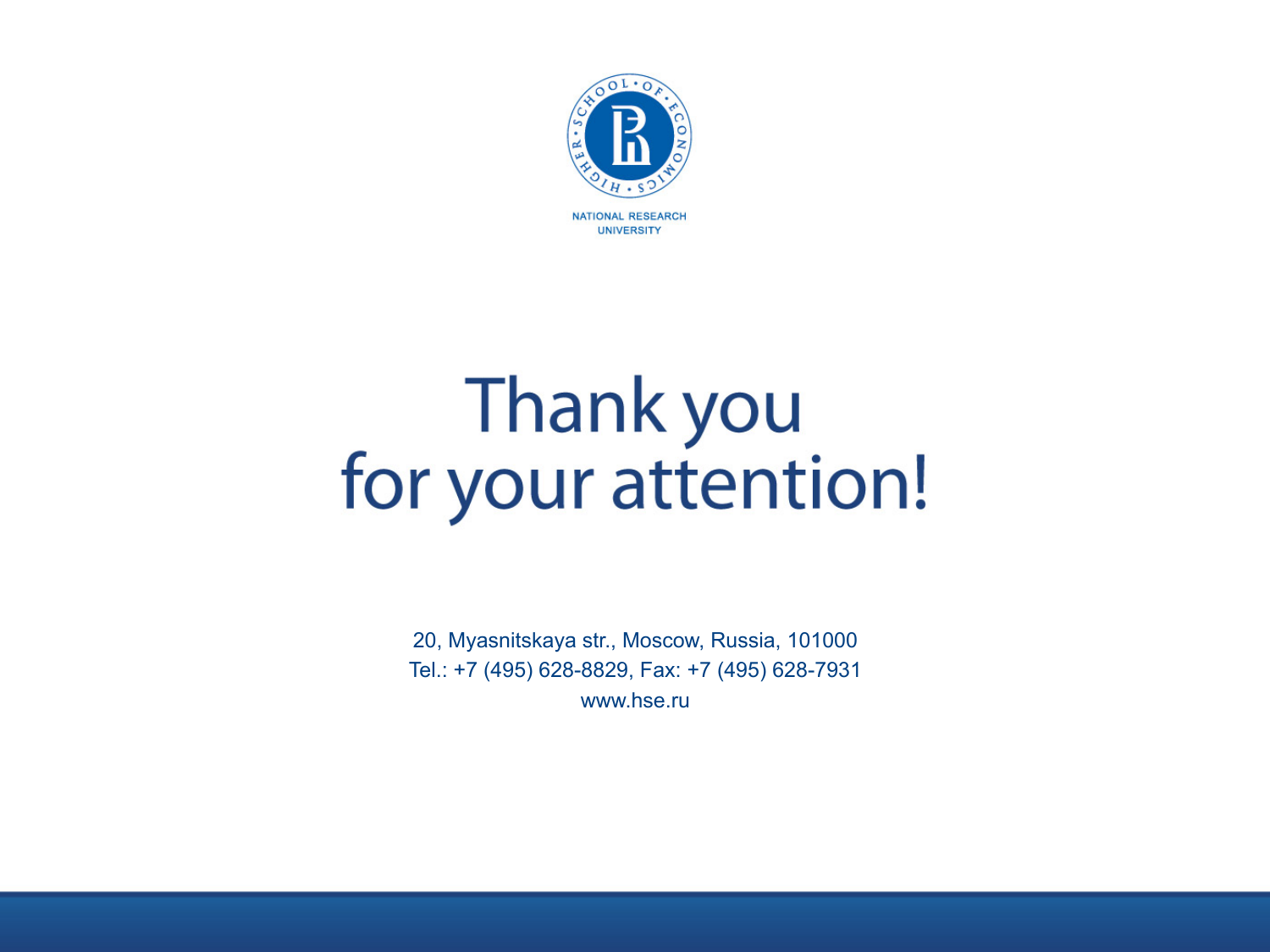HIGHER SCHOOL OF ECONOMICS

NATIONAL RESEARCH UNIVERSITY

# Thank you for your attention!

20, Myasnitskaya str., Moscow, Russia, 101000
Tel.: +7 (495) 628-8829, Fax: +7 (495) 628-7931
www.hse.ru